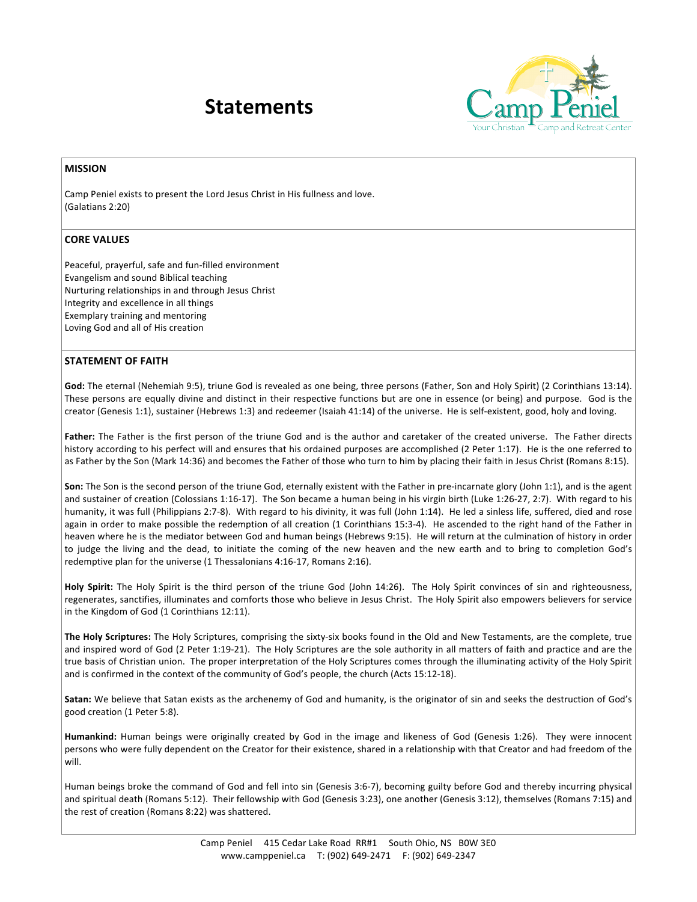# Statements

Camp Peniel
Your Christian Camp and Retreat Center

## MISSION

Camp Peniel exists to present the Lord Jesus Christ in His fullness and love.
(Galatians 2:20)

## CORE VALUES

Peaceful, prayerful, safe and fun-filled environment
Evangelism and sound Biblical teaching
Nurturing relationships in and through Jesus Christ
Integrity and excellence in all things
Exemplary training and mentoring
Loving God and all of His creation

## STATEMENT OF FAITH

**God:** The eternal (Nehemiah 9:5), triune God is revealed as one being, three persons (Father, Son and Holy Spirit) (2 Corinthians 13:14). These persons are equally divine and distinct in their respective functions but are one in essence (or being) and purpose. God is the creator (Genesis 1:1), sustainer (Hebrews 1:3) and redeemer (Isaiah 41:14) of the universe. He is self-existent, good, holy and loving.

**Father:** The Father is the first person of the triune God and is the author and caretaker of the created universe. The Father directs history according to his perfect will and ensures that his ordained purposes are accomplished (2 Peter 1:17). He is the one referred to as Father by the Son (Mark 14:36) and becomes the Father of those who turn to him by placing their faith in Jesus Christ (Romans 8:15).

**Son:** The Son is the second person of the triune God, eternally existent with the Father in pre-incarnate glory (John 1:1), and is the agent and sustainer of creation (Colossians 1:16-17). The Son became a human being in his virgin birth (Luke 1:26-27, 2:7). With regard to his humanity, it was full (Philippians 2:7-8). With regard to his divinity, it was full (John 1:14). He led a sinless life, suffered, died and rose again in order to make possible the redemption of all creation (1 Corinthians 15:3-4). He ascended to the right hand of the Father in heaven where he is the mediator between God and human beings (Hebrews 9:15). He will return at the culmination of history in order to judge the living and the dead, to initiate the coming of the new heaven and the new earth and to bring to completion God's redemptive plan for the universe (1 Thessalonians 4:16-17, Romans 2:16).

**Holy Spirit:** The Holy Spirit is the third person of the triune God (John 14:26). The Holy Spirit convinces of sin and righteousness, regenerates, sanctifies, illuminates and comforts those who believe in Jesus Christ. The Holy Spirit also empowers believers for service in the Kingdom of God (1 Corinthians 12:11).

**The Holy Scriptures:** The Holy Scriptures, comprising the sixty-six books found in the Old and New Testaments, are the complete, true and inspired word of God (2 Peter 1:19-21). The Holy Scriptures are the sole authority in all matters of faith and practice and are the true basis of Christian union. The proper interpretation of the Holy Scriptures comes through the illuminating activity of the Holy Spirit and is confirmed in the context of the community of God's people, the church (Acts 15:12-18).

**Satan:** We believe that Satan exists as the archenemy of God and humanity, is the originator of sin and seeks the destruction of God's good creation (1 Peter 5:8).

**Humankind:** Human beings were originally created by God in the image and likeness of God (Genesis 1:26). They were innocent persons who were fully dependent on the Creator for their existence, shared in a relationship with that Creator and had freedom of the will.

Human beings broke the command of God and fell into sin (Genesis 3:6-7), becoming guilty before God and thereby incurring physical and spiritual death (Romans 5:12). Their fellowship with God (Genesis 3:23), one another (Genesis 3:12), themselves (Romans 7:15) and the rest of creation (Romans 8:22) was shattered.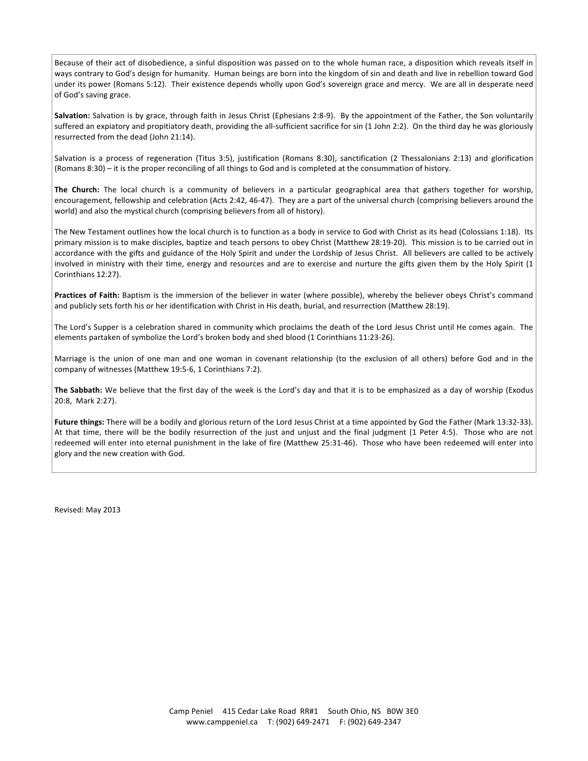Because of their act of disobedience, a sinful disposition was passed on to the whole human race, a disposition which reveals itself in ways contrary to God's design for humanity. Human beings are born into the kingdom of sin and death and live in rebellion toward God under its power (Romans 5:12). Their existence depends wholly upon God's sovereign grace and mercy. We are all in desperate need of God's saving grace.

**Salvation:** Salvation is by grace, through faith in Jesus Christ (Ephesians 2:8-9). By the appointment of the Father, the Son voluntarily suffered an expiatory and propitiatory death, providing the all-sufficient sacrifice for sin (1 John 2:2). On the third day he was gloriously resurrected from the dead (John 21:14).

Salvation is a process of regeneration (Titus 3:5), justification (Romans 8:30), sanctification (2 Thessalonians 2:13) and glorification (Romans 8:30) – it is the proper reconciling of all things to God and is completed at the consummation of history.

**The Church:** The local church is a community of believers in a particular geographical area that gathers together for worship, encouragement, fellowship and celebration (Acts 2:42, 46-47). They are a part of the universal church (comprising believers around the world) and also the mystical church (comprising believers from all of history).

The New Testament outlines how the local church is to function as a body in service to God with Christ as its head (Colossians 1:18). Its primary mission is to make disciples, baptize and teach persons to obey Christ (Matthew 28:19-20). This mission is to be carried out in accordance with the gifts and guidance of the Holy Spirit and under the Lordship of Jesus Christ. All believers are called to be actively involved in ministry with their time, energy and resources and are to exercise and nurture the gifts given them by the Holy Spirit (1 Corinthians 12:27).

**Practices of Faith:** Baptism is the immersion of the believer in water (where possible), whereby the believer obeys Christ's command and publicly sets forth his or her identification with Christ in His death, burial, and resurrection (Matthew 28:19).

The Lord's Supper is a celebration shared in community which proclaims the death of the Lord Jesus Christ until He comes again. The elements partaken of symbolize the Lord's broken body and shed blood (1 Corinthians 11:23-26).

Marriage is the union of one man and one woman in covenant relationship (to the exclusion of all others) before God and in the company of witnesses (Matthew 19:5-6, 1 Corinthians 7:2).

**The Sabbath:** We believe that the first day of the week is the Lord's day and that it is to be emphasized as a day of worship (Exodus 20:8, Mark 2:27).

**Future things:** There will be a bodily and glorious return of the Lord Jesus Christ at a time appointed by God the Father (Mark 13:32-33). At that time, there will be the bodily resurrection of the just and unjust and the final judgment (1 Peter 4:5). Those who are not redeemed will enter into eternal punishment in the lake of fire (Matthew 25:31-46). Those who have been redeemed will enter into glory and the new creation with God.

Revised: May 2013

Camp Peniel 415 Cedar Lake Road RR#1 South Ohio, NS B0W 3E0
www.camppeniel.ca T: (902) 649-2471 F: (902) 649-2347